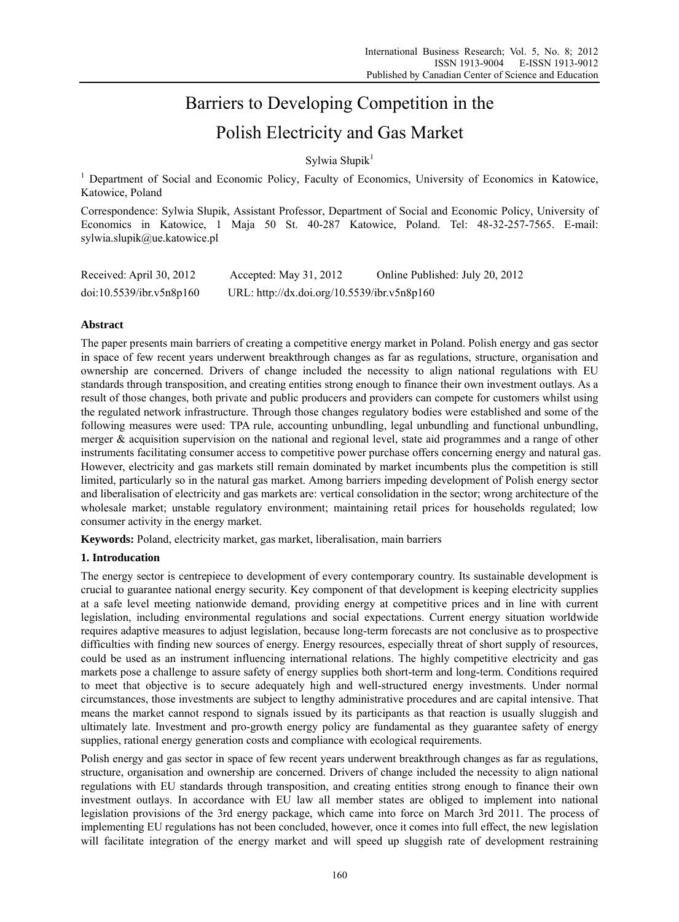# Barriers to Developing Competition in the Polish Electricity and Gas Market

Sylwia Słupik[1]

[1] Department of Social and Economic Policy, Faculty of Economics, University of Economics in Katowice, Katowice, Poland

Correspondence: Sylwia Słupik, Assistant Professor, Department of Social and Economic Policy, University of Economics in Katowice, 1 Maja 50 St. 40-287 Katowice, Poland. Tel: 48-32-257-7565. E-mail: sylwia.slupik@ue.katowice.pl

Received: April 30, 2012 Accepted: May 31, 2012 Online Published: July 20, 2012

doi:10.5539/ibr.v5n8p160 URL: http://dx.doi.org/10.5539/ibr.v5n8p160

## Abstract

The paper presents main barriers of creating a competitive energy market in Poland. Polish energy and gas sector in space of few recent years underwent breakthrough changes as far as regulations, structure, organisation and ownership are concerned. Drivers of change included the necessity to align national regulations with EU standards through transposition, and creating entities strong enough to finance their own investment outlays. As a result of those changes, both private and public producers and providers can compete for customers whilst using the regulated network infrastructure. Through those changes regulatory bodies were established and some of the following measures were used: TPA rule, accounting unbundling, legal unbundling and functional unbundling, merger & acquisition supervision on the national and regional level, state aid programmes and a range of other instruments facilitating consumer access to competitive power purchase offers concerning energy and natural gas. However, electricity and gas markets still remain dominated by market incumbents plus the competition is still limited, particularly so in the natural gas market. Among barriers impeding development of Polish energy sector and liberalisation of electricity and gas markets are: vertical consolidation in the sector; wrong architecture of the wholesale market; unstable regulatory environment; maintaining retail prices for households regulated; low consumer activity in the energy market.

**Keywords:** Poland, electricity market, gas market, liberalisation, main barriers

## 1. Introducation

The energy sector is centrepiece to development of every contemporary country. Its sustainable development is crucial to guarantee national energy security. Key component of that development is keeping electricity supplies at a safe level meeting nationwide demand, providing energy at competitive prices and in line with current legislation, including environmental regulations and social expectations. Current energy situation worldwide requires adaptive measures to adjust legislation, because long-term forecasts are not conclusive as to prospective difficulties with finding new sources of energy. Energy resources, especially threat of short supply of resources, could be used as an instrument influencing international relations. The highly competitive electricity and gas markets pose a challenge to assure safety of energy supplies both short-term and long-term. Conditions required to meet that objective is to secure adequately high and well-structured energy investments. Under normal circumstances, those investments are subject to lengthy administrative procedures and are capital intensive. That means the market cannot respond to signals issued by its participants as that reaction is usually sluggish and ultimately late. Investment and pro-growth energy policy are fundamental as they guarantee safety of energy supplies, rational energy generation costs and compliance with ecological requirements.

Polish energy and gas sector in space of few recent years underwent breakthrough changes as far as regulations, structure, organisation and ownership are concerned. Drivers of change included the necessity to align national regulations with EU standards through transposition, and creating entities strong enough to finance their own investment outlays. In accordance with EU law all member states are obliged to implement into national legislation provisions of the 3rd energy package, which came into force on March 3rd 2011. The process of implementing EU regulations has not been concluded, however, once it comes into full effect, the new legislation will facilitate integration of the energy market and will speed up sluggish rate of development restraining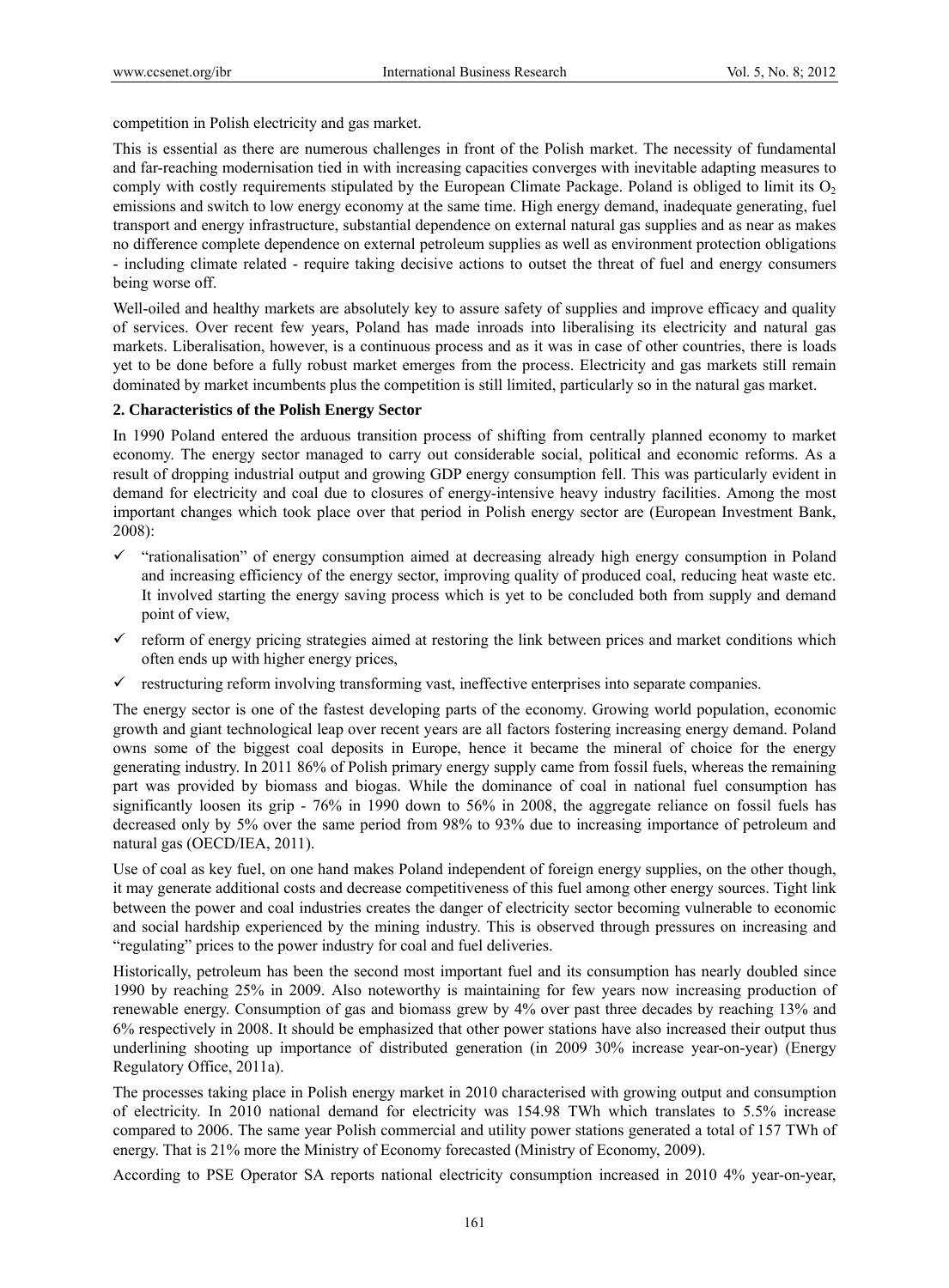competition in Polish electricity and gas market.

This is essential as there are numerous challenges in front of the Polish market. The necessity of fundamental and far-reaching modernisation tied in with increasing capacities converges with inevitable adapting measures to comply with costly requirements stipulated by the European Climate Package. Poland is obliged to limit its $O_2$ emissions and switch to low energy economy at the same time. High energy demand, inadequate generating, fuel transport and energy infrastructure, substantial dependence on external natural gas supplies and as near as makes no difference complete dependence on external petroleum supplies as well as environment protection obligations - including climate related - require taking decisive actions to outset the threat of fuel and energy consumers being worse off.

Well-oiled and healthy markets are absolutely key to assure safety of supplies and improve efficacy and quality of services. Over recent few years, Poland has made inroads into liberalising its electricity and natural gas markets. Liberalisation, however, is a continuous process and as it was in case of other countries, there is loads yet to be done before a fully robust market emerges from the process. Electricity and gas markets still remain dominated by market incumbents plus the competition is still limited, particularly so in the natural gas market.

## 2. Characteristics of the Polish Energy Sector

In 1990 Poland entered the arduous transition process of shifting from centrally planned economy to market economy. The energy sector managed to carry out considerable social, political and economic reforms. As a result of dropping industrial output and growing GDP energy consumption fell. This was particularly evident in demand for electricity and coal due to closures of energy-intensive heavy industry facilities. Among the most important changes which took place over that period in Polish energy sector are (European Investment Bank, 2008):

- ✓ "rationalisation" of energy consumption aimed at decreasing already high energy consumption in Poland and increasing efficiency of the energy sector, improving quality of produced coal, reducing heat waste etc. It involved starting the energy saving process which is yet to be concluded both from supply and demand point of view,
- ✓ reform of energy pricing strategies aimed at restoring the link between prices and market conditions which often ends up with higher energy prices,
- ✓ restructuring reform involving transforming vast, ineffective enterprises into separate companies.

The energy sector is one of the fastest developing parts of the economy. Growing world population, economic growth and giant technological leap over recent years are all factors fostering increasing energy demand. Poland owns some of the biggest coal deposits in Europe, hence it became the mineral of choice for the energy generating industry. In 2011 86% of Polish primary energy supply came from fossil fuels, whereas the remaining part was provided by biomass and biogas. While the dominance of coal in national fuel consumption has significantly loosen its grip - 76% in 1990 down to 56% in 2008, the aggregate reliance on fossil fuels has decreased only by 5% over the same period from 98% to 93% due to increasing importance of petroleum and natural gas (OECD/IEA, 2011).

Use of coal as key fuel, on one hand makes Poland independent of foreign energy supplies, on the other though, it may generate additional costs and decrease competitiveness of this fuel among other energy sources. Tight link between the power and coal industries creates the danger of electricity sector becoming vulnerable to economic and social hardship experienced by the mining industry. This is observed through pressures on increasing and "regulating" prices to the power industry for coal and fuel deliveries.

Historically, petroleum has been the second most important fuel and its consumption has nearly doubled since 1990 by reaching 25% in 2009. Also noteworthy is maintaining for few years now increasing production of renewable energy. Consumption of gas and biomass grew by 4% over past three decades by reaching 13% and 6% respectively in 2008. It should be emphasized that other power stations have also increased their output thus underlining shooting up importance of distributed generation (in 2009 30% increase year-on-year) (Energy Regulatory Office, 2011a).

The processes taking place in Polish energy market in 2010 characterised with growing output and consumption of electricity. In 2010 national demand for electricity was 154.98 TWh which translates to 5.5% increase compared to 2006. The same year Polish commercial and utility power stations generated a total of 157 TWh of energy. That is 21% more the Ministry of Economy forecasted (Ministry of Economy, 2009).

According to PSE Operator SA reports national electricity consumption increased in 2010 4% year-on-year,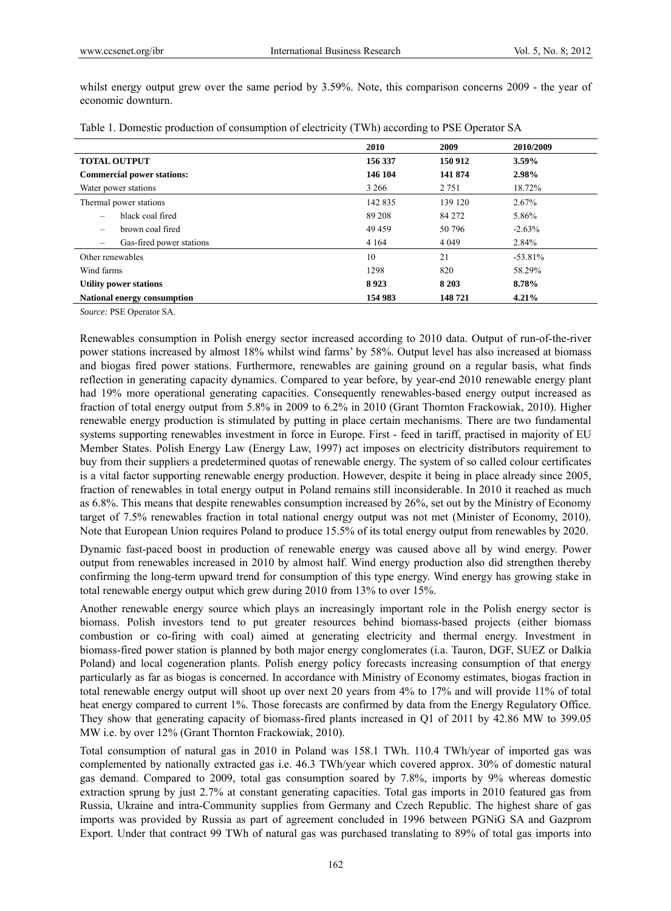whilst energy output grew over the same period by 3.59%. Note, this comparison concerns 2009 - the year of economic downturn.

Table 1. Domestic production of consumption of electricity (TWh) according to PSE Operator SA

| | 2010 | 2009 | 2010/2009 |
|---|---|---|---|
| **TOTAL OUTPUT** | **156 337** | **150 912** | **3.59%** |
| **Commercial power stations:** | **146 104** | **141 874** | **2.98%** |
| Water power stations | 3 266 | 2 751 | 18.72% |
| Thermal power stations | 142 835 | 139 120 | 2.67% |
| – black coal fired | 89 208 | 84 272 | 5.86% |
| – brown coal fired | 49 459 | 50 796 | -2.63% |
| – Gas-fired power stations | 4 164 | 4 049 | 2.84% |
| Other renewables | 10 | 21 | -53.81% |
| Wind farms | 1298 | 820 | 58.29% |
| **Utility power stations** | **8 923** | **8 203** | **8.78%** |
| **National energy consumption** | **154 983** | **148 721** | **4.21%** |

*Source:* PSE Operator SA.

Renewables consumption in Polish energy sector increased according to 2010 data. Output of run-of-the-river power stations increased by almost 18% whilst wind farms' by 58%. Output level has also increased at biomass and biogas fired power stations. Furthermore, renewables are gaining ground on a regular basis, what finds reflection in generating capacity dynamics. Compared to year before, by year-end 2010 renewable energy plant had 19% more operational generating capacities. Consequently renewables-based energy output increased as fraction of total energy output from 5.8% in 2009 to 6.2% in 2010 (Grant Thornton Frackowiak, 2010). Higher renewable energy production is stimulated by putting in place certain mechanisms. There are two fundamental systems supporting renewables investment in force in Europe. First - feed in tariff, practised in majority of EU Member States. Polish Energy Law (Energy Law, 1997) act imposes on electricity distributors requirement to buy from their suppliers a predetermined quotas of renewable energy. The system of so called colour certificates is a vital factor supporting renewable energy production. However, despite it being in place already since 2005, fraction of renewables in total energy output in Poland remains still inconsiderable. In 2010 it reached as much as 6.8%. This means that despite renewables consumption increased by 26%, set out by the Ministry of Economy target of 7.5% renewables fraction in total national energy output was not met (Minister of Economy, 2010). Note that European Union requires Poland to produce 15.5% of its total energy output from renewables by 2020.

Dynamic fast-paced boost in production of renewable energy was caused above all by wind energy. Power output from renewables increased in 2010 by almost half. Wind energy production also did strengthen thereby confirming the long-term upward trend for consumption of this type energy. Wind energy has growing stake in total renewable energy output which grew during 2010 from 13% to over 15%.

Another renewable energy source which plays an increasingly important role in the Polish energy sector is biomass. Polish investors tend to put greater resources behind biomass-based projects (either biomass combustion or co-firing with coal) aimed at generating electricity and thermal energy. Investment in biomass-fired power station is planned by both major energy conglomerates (i.a. Tauron, DGF, SUEZ or Dalkia Poland) and local cogeneration plants. Polish energy policy forecasts increasing consumption of that energy particularly as far as biogas is concerned. In accordance with Ministry of Economy estimates, biogas fraction in total renewable energy output will shoot up over next 20 years from 4% to 17% and will provide 11% of total heat energy compared to current 1%. Those forecasts are confirmed by data from the Energy Regulatory Office. They show that generating capacity of biomass-fired plants increased in Q1 of 2011 by 42.86 MW to 399.05 MW i.e. by over 12% (Grant Thornton Frackowiak, 2010).

Total consumption of natural gas in 2010 in Poland was 158.1 TWh. 110.4 TWh/year of imported gas was complemented by nationally extracted gas i.e. 46.3 TWh/year which covered approx. 30% of domestic natural gas demand. Compared to 2009, total gas consumption soared by 7.8%, imports by 9% whereas domestic extraction sprung by just 2.7% at constant generating capacities. Total gas imports in 2010 featured gas from Russia, Ukraine and intra-Community supplies from Germany and Czech Republic. The highest share of gas imports was provided by Russia as part of agreement concluded in 1996 between PGNiG SA and Gazprom Export. Under that contract 99 TWh of natural gas was purchased translating to 89% of total gas imports into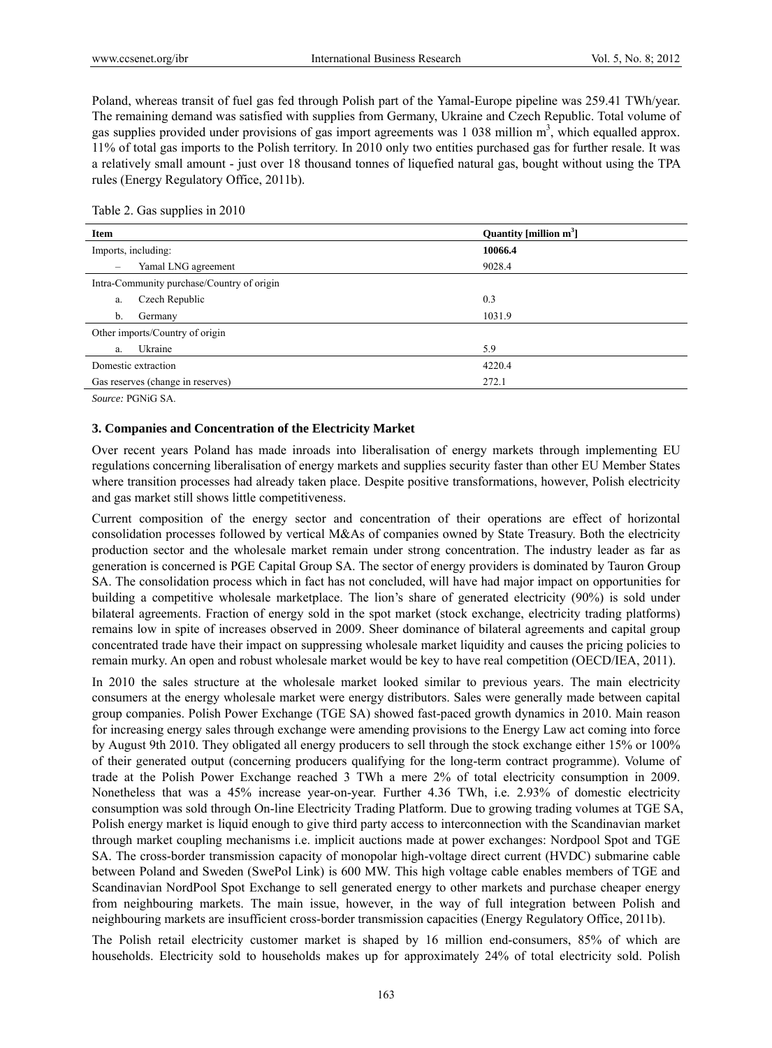Poland, whereas transit of fuel gas fed through Polish part of the Yamal-Europe pipeline was 259.41 TWh/year. The remaining demand was satisfied with supplies from Germany, Ukraine and Czech Republic. Total volume of gas supplies provided under provisions of gas import agreements was 1 038 million m$^3$, which equalled approx. 11% of total gas imports to the Polish territory. In 2010 only two entities purchased gas for further resale. It was a relatively small amount - just over 18 thousand tonnes of liquefied natural gas, bought without using the TPA rules (Energy Regulatory Office, 2011b).

Table 2. Gas supplies in 2010

| Item | Quantity [million m$^3$] |
|---|---|
| Imports, including: | **10066.4** |
| – Yamal LNG agreement | 9028.4 |
| Intra-Community purchase/Country of origin | |
| a. Czech Republic | 0.3 |
| b. Germany | 1031.9 |
| Other imports/Country of origin | |
| a. Ukraine | 5.9 |
| Domestic extraction | 4220.4 |
| Gas reserves (change in reserves) | 272.1 |

*Source:* PGNiG SA.

### 3. Companies and Concentration of the Electricity Market

Over recent years Poland has made inroads into liberalisation of energy markets through implementing EU regulations concerning liberalisation of energy markets and supplies security faster than other EU Member States where transition processes had already taken place. Despite positive transformations, however, Polish electricity and gas market still shows little competitiveness.

Current composition of the energy sector and concentration of their operations are effect of horizontal consolidation processes followed by vertical M&As of companies owned by State Treasury. Both the electricity production sector and the wholesale market remain under strong concentration. The industry leader as far as generation is concerned is PGE Capital Group SA. The sector of energy providers is dominated by Tauron Group SA. The consolidation process which in fact has not concluded, will have had major impact on opportunities for building a competitive wholesale marketplace. The lion's share of generated electricity (90%) is sold under bilateral agreements. Fraction of energy sold in the spot market (stock exchange, electricity trading platforms) remains low in spite of increases observed in 2009. Sheer dominance of bilateral agreements and capital group concentrated trade have their impact on suppressing wholesale market liquidity and causes the pricing policies to remain murky. An open and robust wholesale market would be key to have real competition (OECD/IEA, 2011).

In 2010 the sales structure at the wholesale market looked similar to previous years. The main electricity consumers at the energy wholesale market were energy distributors. Sales were generally made between capital group companies. Polish Power Exchange (TGE SA) showed fast-paced growth dynamics in 2010. Main reason for increasing energy sales through exchange were amending provisions to the Energy Law act coming into force by August 9th 2010. They obligated all energy producers to sell through the stock exchange either 15% or 100% of their generated output (concerning producers qualifying for the long-term contract programme). Volume of trade at the Polish Power Exchange reached 3 TWh a mere 2% of total electricity consumption in 2009. Nonetheless that was a 45% increase year-on-year. Further 4.36 TWh, i.e. 2.93% of domestic electricity consumption was sold through On-line Electricity Trading Platform. Due to growing trading volumes at TGE SA, Polish energy market is liquid enough to give third party access to interconnection with the Scandinavian market through market coupling mechanisms i.e. implicit auctions made at power exchanges: Nordpool Spot and TGE SA. The cross-border transmission capacity of monopolar high-voltage direct current (HVDC) submarine cable between Poland and Sweden (SwePol Link) is 600 MW. This high voltage cable enables members of TGE and Scandinavian NordPool Spot Exchange to sell generated energy to other markets and purchase cheaper energy from neighbouring markets. The main issue, however, in the way of full integration between Polish and neighbouring markets are insufficient cross-border transmission capacities (Energy Regulatory Office, 2011b).

The Polish retail electricity customer market is shaped by 16 million end-consumers, 85% of which are households. Electricity sold to households makes up for approximately 24% of total electricity sold. Polish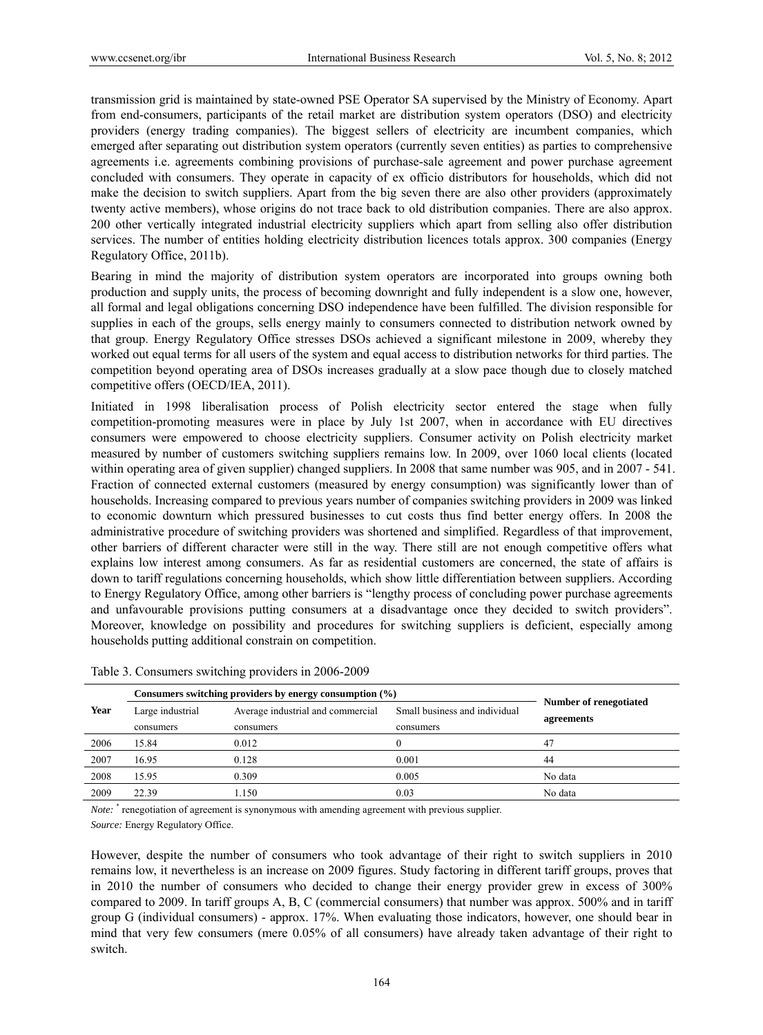transmission grid is maintained by state-owned PSE Operator SA supervised by the Ministry of Economy. Apart from end-consumers, participants of the retail market are distribution system operators (DSO) and electricity providers (energy trading companies). The biggest sellers of electricity are incumbent companies, which emerged after separating out distribution system operators (currently seven entities) as parties to comprehensive agreements i.e. agreements combining provisions of purchase-sale agreement and power purchase agreement concluded with consumers. They operate in capacity of ex officio distributors for households, which did not make the decision to switch suppliers. Apart from the big seven there are also other providers (approximately twenty active members), whose origins do not trace back to old distribution companies. There are also approx. 200 other vertically integrated industrial electricity suppliers which apart from selling also offer distribution services. The number of entities holding electricity distribution licences totals approx. 300 companies (Energy Regulatory Office, 2011b).

Bearing in mind the majority of distribution system operators are incorporated into groups owning both production and supply units, the process of becoming downright and fully independent is a slow one, however, all formal and legal obligations concerning DSO independence have been fulfilled. The division responsible for supplies in each of the groups, sells energy mainly to consumers connected to distribution network owned by that group. Energy Regulatory Office stresses DSOs achieved a significant milestone in 2009, whereby they worked out equal terms for all users of the system and equal access to distribution networks for third parties. The competition beyond operating area of DSOs increases gradually at a slow pace though due to closely matched competitive offers (OECD/IEA, 2011).

Initiated in 1998 liberalisation process of Polish electricity sector entered the stage when fully competition-promoting measures were in place by July 1st 2007, when in accordance with EU directives consumers were empowered to choose electricity suppliers. Consumer activity on Polish electricity market measured by number of customers switching suppliers remains low. In 2009, over 1060 local clients (located within operating area of given supplier) changed suppliers. In 2008 that same number was 905, and in 2007 - 541. Fraction of connected external customers (measured by energy consumption) was significantly lower than of households. Increasing compared to previous years number of companies switching providers in 2009 was linked to economic downturn which pressured businesses to cut costs thus find better energy offers. In 2008 the administrative procedure of switching providers was shortened and simplified. Regardless of that improvement, other barriers of different character were still in the way. There still are not enough competitive offers what explains low interest among consumers. As far as residential customers are concerned, the state of affairs is down to tariff regulations concerning households, which show little differentiation between suppliers. According to Energy Regulatory Office, among other barriers is "lengthy process of concluding power purchase agreements and unfavourable provisions putting consumers at a disadvantage once they decided to switch providers". Moreover, knowledge on possibility and procedures for switching suppliers is deficient, especially among households putting additional constrain on competition.

Table 3. Consumers switching providers in 2006-2009

| Year | Consumers switching providers by energy consumption (%) | | | Number of renegotiated agreements |
|---|---|---|---|---|
| | Large industrial consumers | Average industrial and commercial consumers | Small business and individual consumers | |
| 2006 | 15.84 | 0.012 | 0 | 47 |
| 2007 | 16.95 | 0.128 | 0.001 | 44 |
| 2008 | 15.95 | 0.309 | 0.005 | No data |
| 2009 | 22.39 | 1.150 | 0.03 | No data |

*Note:* * renegotiation of agreement is synonymous with amending agreement with previous supplier.

*Source:* Energy Regulatory Office.

However, despite the number of consumers who took advantage of their right to switch suppliers in 2010 remains low, it nevertheless is an increase on 2009 figures. Study factoring in different tariff groups, proves that in 2010 the number of consumers who decided to change their energy provider grew in excess of 300% compared to 2009. In tariff groups A, B, C (commercial consumers) that number was approx. 500% and in tariff group G (individual consumers) - approx. 17%. When evaluating those indicators, however, one should bear in mind that very few consumers (mere 0.05% of all consumers) have already taken advantage of their right to switch.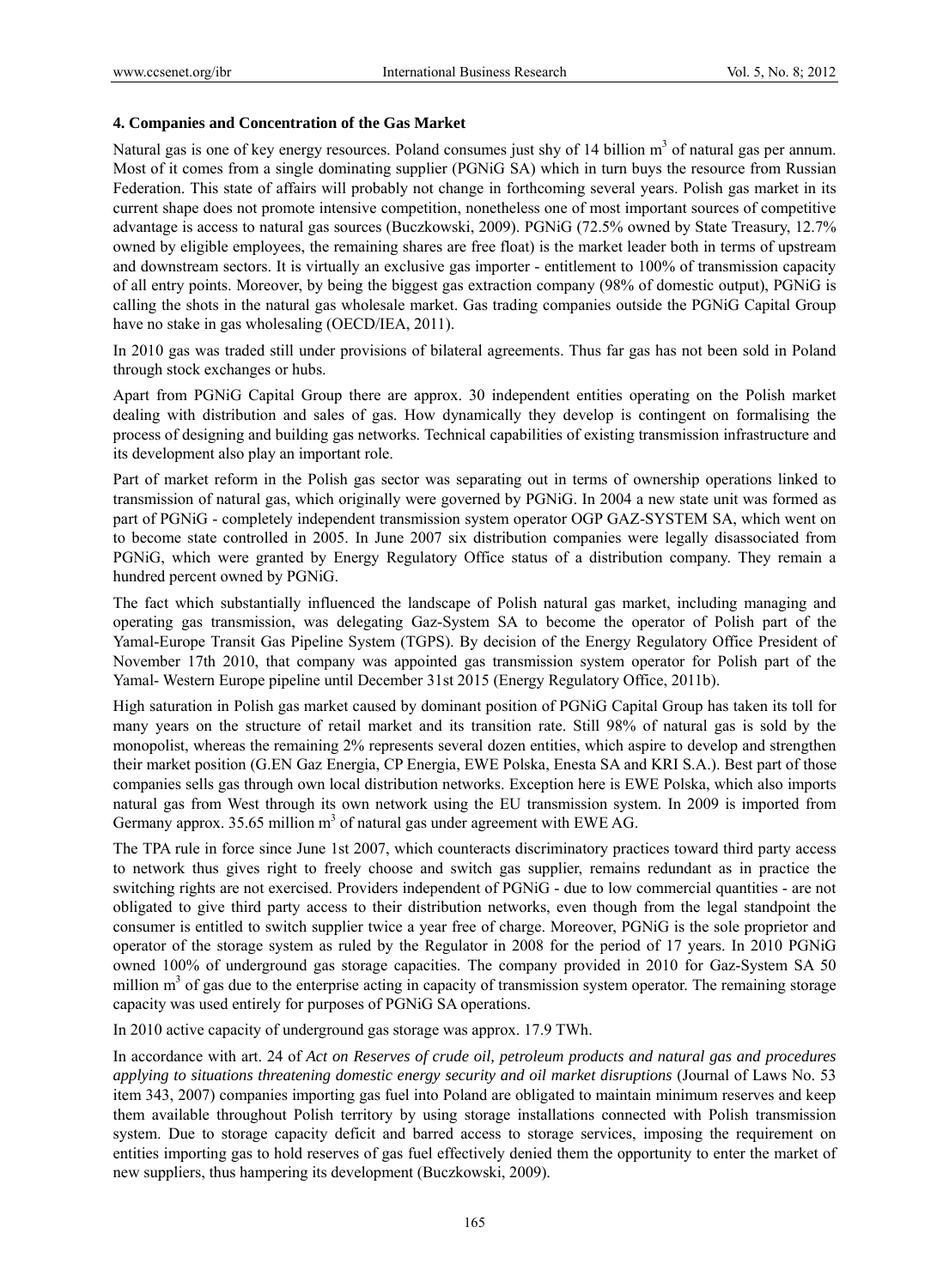### 4. Companies and Concentration of the Gas Market

Natural gas is one of key energy resources. Poland consumes just shy of 14 billion $m^3$ of natural gas per annum. Most of it comes from a single dominating supplier (PGNiG SA) which in turn buys the resource from Russian Federation. This state of affairs will probably not change in forthcoming several years. Polish gas market in its current shape does not promote intensive competition, nonetheless one of most important sources of competitive advantage is access to natural gas sources (Buczkowski, 2009). PGNiG (72.5% owned by State Treasury, 12.7% owned by eligible employees, the remaining shares are free float) is the market leader both in terms of upstream and downstream sectors. It is virtually an exclusive gas importer - entitlement to 100% of transmission capacity of all entry points. Moreover, by being the biggest gas extraction company (98% of domestic output), PGNiG is calling the shots in the natural gas wholesale market. Gas trading companies outside the PGNiG Capital Group have no stake in gas wholesaling (OECD/IEA, 2011).

In 2010 gas was traded still under provisions of bilateral agreements. Thus far gas has not been sold in Poland through stock exchanges or hubs.

Apart from PGNiG Capital Group there are approx. 30 independent entities operating on the Polish market dealing with distribution and sales of gas. How dynamically they develop is contingent on formalising the process of designing and building gas networks. Technical capabilities of existing transmission infrastructure and its development also play an important role.

Part of market reform in the Polish gas sector was separating out in terms of ownership operations linked to transmission of natural gas, which originally were governed by PGNiG. In 2004 a new state unit was formed as part of PGNiG - completely independent transmission system operator OGP GAZ-SYSTEM SA, which went on to become state controlled in 2005. In June 2007 six distribution companies were legally disassociated from PGNiG, which were granted by Energy Regulatory Office status of a distribution company. They remain a hundred percent owned by PGNiG.

The fact which substantially influenced the landscape of Polish natural gas market, including managing and operating gas transmission, was delegating Gaz-System SA to become the operator of Polish part of the Yamal-Europe Transit Gas Pipeline System (TGPS). By decision of the Energy Regulatory Office President of November 17th 2010, that company was appointed gas transmission system operator for Polish part of the Yamal- Western Europe pipeline until December 31st 2015 (Energy Regulatory Office, 2011b).

High saturation in Polish gas market caused by dominant position of PGNiG Capital Group has taken its toll for many years on the structure of retail market and its transition rate. Still 98% of natural gas is sold by the monopolist, whereas the remaining 2% represents several dozen entities, which aspire to develop and strengthen their market position (G.EN Gaz Energia, CP Energia, EWE Polska, Enesta SA and KRI S.A.). Best part of those companies sells gas through own local distribution networks. Exception here is EWE Polska, which also imports natural gas from West through its own network using the EU transmission system. In 2009 is imported from Germany approx. 35.65 million $m^3$ of natural gas under agreement with EWE AG.

The TPA rule in force since June 1st 2007, which counteracts discriminatory practices toward third party access to network thus gives right to freely choose and switch gas supplier, remains redundant as in practice the switching rights are not exercised. Providers independent of PGNiG - due to low commercial quantities - are not obligated to give third party access to their distribution networks, even though from the legal standpoint the consumer is entitled to switch supplier twice a year free of charge. Moreover, PGNiG is the sole proprietor and operator of the storage system as ruled by the Regulator in 2008 for the period of 17 years. In 2010 PGNiG owned 100% of underground gas storage capacities. The company provided in 2010 for Gaz-System SA 50 million $m^3$ of gas due to the enterprise acting in capacity of transmission system operator. The remaining storage capacity was used entirely for purposes of PGNiG SA operations.

In 2010 active capacity of underground gas storage was approx. 17.9 TWh.

In accordance with art. 24 of *Act on Reserves of crude oil, petroleum products and natural gas and procedures applying to situations threatening domestic energy security and oil market disruptions* (Journal of Laws No. 53 item 343, 2007) companies importing gas fuel into Poland are obligated to maintain minimum reserves and keep them available throughout Polish territory by using storage installations connected with Polish transmission system. Due to storage capacity deficit and barred access to storage services, imposing the requirement on entities importing gas to hold reserves of gas fuel effectively denied them the opportunity to enter the market of new suppliers, thus hampering its development (Buczkowski, 2009).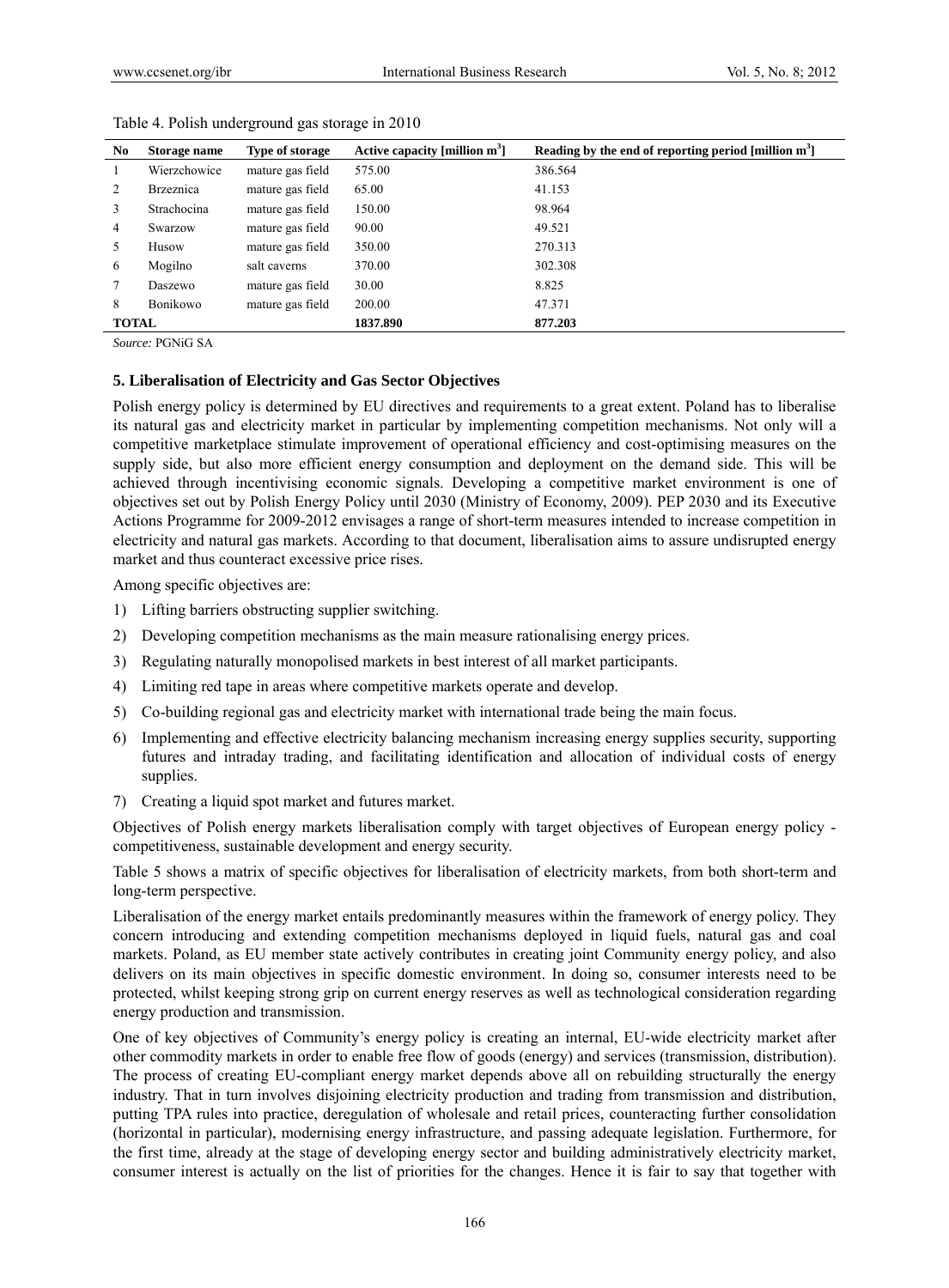Table 4. Polish underground gas storage in 2010

| No | Storage name | Type of storage | Active capacity [million $m^3$] | Reading by the end of reporting period [million $m^3$] |
|---|---|---|---|---|
| 1 | Wierzchowice | mature gas field | 575.00 | 386.564 |
| 2 | Brzeznica | mature gas field | 65.00 | 41.153 |
| 3 | Strachocina | mature gas field | 150.00 | 98.964 |
| 4 | Swarzow | mature gas field | 90.00 | 49.521 |
| 5 | Husow | mature gas field | 350.00 | 270.313 |
| 6 | Mogilno | salt caverns | 370.00 | 302.308 |
| 7 | Daszewo | mature gas field | 30.00 | 8.825 |
| 8 | Bonikowo | mature gas field | 200.00 | 47.371 |
| **TOTAL** | | | **1837.890** | **877.203** |

*Source:* PGNiG SA

### 5. Liberalisation of Electricity and Gas Sector Objectives

Polish energy policy is determined by EU directives and requirements to a great extent. Poland has to liberalise its natural gas and electricity market in particular by implementing competition mechanisms. Not only will a competitive marketplace stimulate improvement of operational efficiency and cost-optimising measures on the supply side, but also more efficient energy consumption and deployment on the demand side. This will be achieved through incentivising economic signals. Developing a competitive market environment is one of objectives set out by Polish Energy Policy until 2030 (Ministry of Economy, 2009). PEP 2030 and its Executive Actions Programme for 2009-2012 envisages a range of short-term measures intended to increase competition in electricity and natural gas markets. According to that document, liberalisation aims to assure undisrupted energy market and thus counteract excessive price rises.

Among specific objectives are:

1) Lifting barriers obstructing supplier switching.
2) Developing competition mechanisms as the main measure rationalising energy prices.
3) Regulating naturally monopolised markets in best interest of all market participants.
4) Limiting red tape in areas where competitive markets operate and develop.
5) Co-building regional gas and electricity market with international trade being the main focus.
6) Implementing and effective electricity balancing mechanism increasing energy supplies security, supporting futures and intraday trading, and facilitating identification and allocation of individual costs of energy supplies.
7) Creating a liquid spot market and futures market.

Objectives of Polish energy markets liberalisation comply with target objectives of European energy policy - competitiveness, sustainable development and energy security.

Table 5 shows a matrix of specific objectives for liberalisation of electricity markets, from both short-term and long-term perspective.

Liberalisation of the energy market entails predominantly measures within the framework of energy policy. They concern introducing and extending competition mechanisms deployed in liquid fuels, natural gas and coal markets. Poland, as EU member state actively contributes in creating joint Community energy policy, and also delivers on its main objectives in specific domestic environment. In doing so, consumer interests need to be protected, whilst keeping strong grip on current energy reserves as well as technological consideration regarding energy production and transmission.

One of key objectives of Community's energy policy is creating an internal, EU-wide electricity market after other commodity markets in order to enable free flow of goods (energy) and services (transmission, distribution). The process of creating EU-compliant energy market depends above all on rebuilding structurally the energy industry. That in turn involves disjoining electricity production and trading from transmission and distribution, putting TPA rules into practice, deregulation of wholesale and retail prices, counteracting further consolidation (horizontal in particular), modernising energy infrastructure, and passing adequate legislation. Furthermore, for the first time, already at the stage of developing energy sector and building administratively electricity market, consumer interest is actually on the list of priorities for the changes. Hence it is fair to say that together with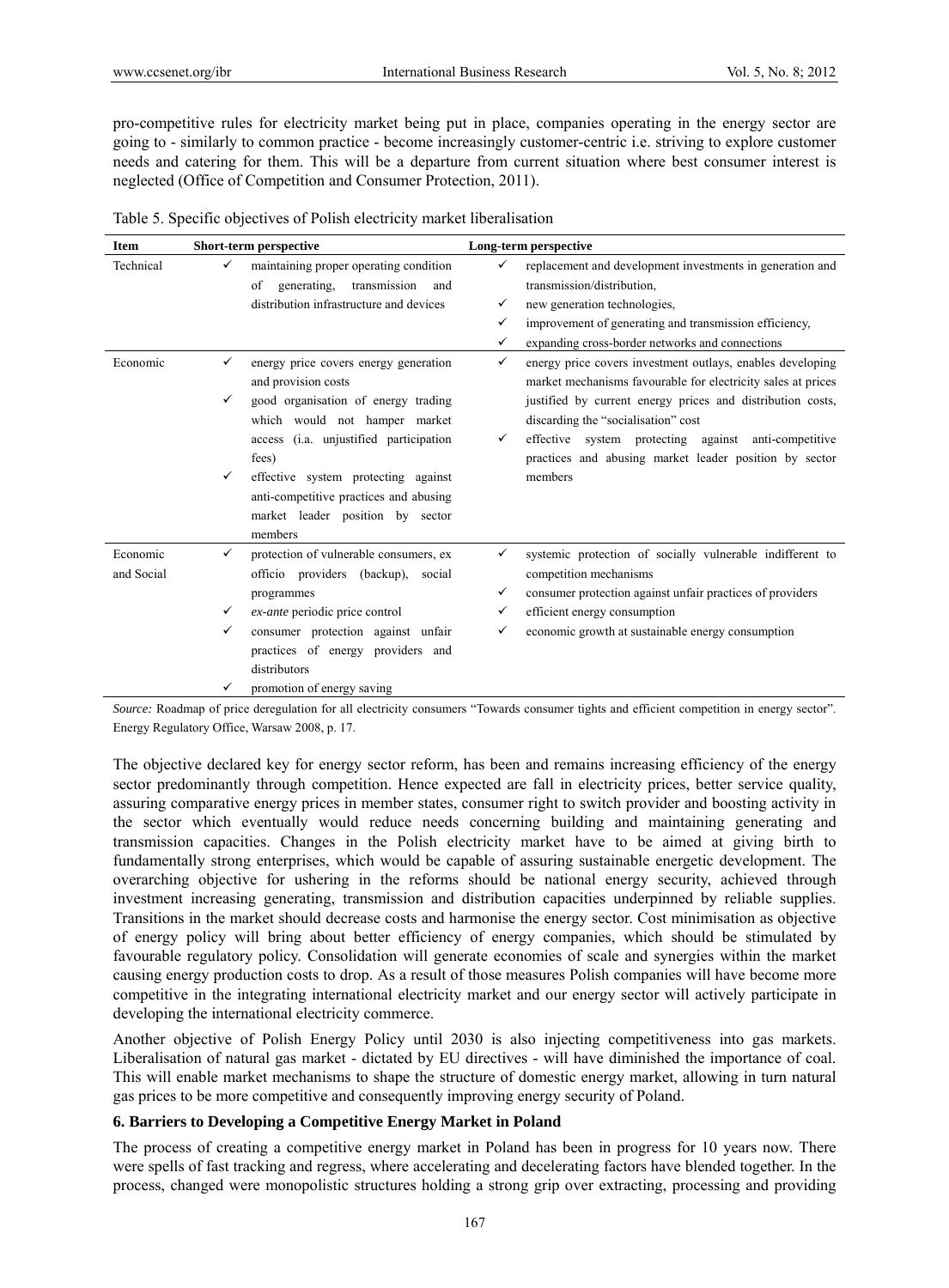pro-competitive rules for electricity market being put in place, companies operating in the energy sector are going to - similarly to common practice - become increasingly customer-centric i.e. striving to explore customer needs and catering for them. This will be a departure from current situation where best consumer interest is neglected (Office of Competition and Consumer Protection, 2011).

Table 5. Specific objectives of Polish electricity market liberalisation

| Item | Short-term perspective | Long-term perspective |
|---|---|---|
| Technical | ✓ maintaining proper operating condition of generating, transmission and distribution infrastructure and devices | ✓ replacement and development investments in generation and transmission/distribution,<br>✓ new generation technologies,<br>✓ improvement of generating and transmission efficiency,<br>✓ expanding cross-border networks and connections |
| Economic | ✓ energy price covers energy generation and provision costs<br>✓ good organisation of energy trading which would not hamper market access (i.a. unjustified participation fees)<br>✓ effective system protecting against anti-competitive practices and abusing market leader position by sector members | ✓ energy price covers investment outlays, enables developing market mechanisms favourable for electricity sales at prices justified by current energy prices and distribution costs, discarding the "socialisation" cost<br>✓ effective system protecting against anti-competitive practices and abusing market leader position by sector members |
| Economic and Social | ✓ protection of vulnerable consumers, ex officio providers (backup), social programmes<br>✓ *ex-ante* periodic price control<br>✓ consumer protection against unfair practices of energy providers and distributors<br>✓ promotion of energy saving | ✓ systemic protection of socially vulnerable indifferent to competition mechanisms<br>✓ consumer protection against unfair practices of providers<br>✓ efficient energy consumption<br>✓ economic growth at sustainable energy consumption |

*Source:* Roadmap of price deregulation for all electricity consumers "Towards consumer tights and efficient competition in energy sector". Energy Regulatory Office, Warsaw 2008, p. 17.

The objective declared key for energy sector reform, has been and remains increasing efficiency of the energy sector predominantly through competition. Hence expected are fall in electricity prices, better service quality, assuring comparative energy prices in member states, consumer right to switch provider and boosting activity in the sector which eventually would reduce needs concerning building and maintaining generating and transmission capacities. Changes in the Polish electricity market have to be aimed at giving birth to fundamentally strong enterprises, which would be capable of assuring sustainable energetic development. The overarching objective for ushering in the reforms should be national energy security, achieved through investment increasing generating, transmission and distribution capacities underpinned by reliable supplies. Transitions in the market should decrease costs and harmonise the energy sector. Cost minimisation as objective of energy policy will bring about better efficiency of energy companies, which should be stimulated by favourable regulatory policy. Consolidation will generate economies of scale and synergies within the market causing energy production costs to drop. As a result of those measures Polish companies will have become more competitive in the integrating international electricity market and our energy sector will actively participate in developing the international electricity commerce.

Another objective of Polish Energy Policy until 2030 is also injecting competitiveness into gas markets. Liberalisation of natural gas market - dictated by EU directives - will have diminished the importance of coal. This will enable market mechanisms to shape the structure of domestic energy market, allowing in turn natural gas prices to be more competitive and consequently improving energy security of Poland.

## 6. Barriers to Developing a Competitive Energy Market in Poland

The process of creating a competitive energy market in Poland has been in progress for 10 years now. There were spells of fast tracking and regress, where accelerating and decelerating factors have blended together. In the process, changed were monopolistic structures holding a strong grip over extracting, processing and providing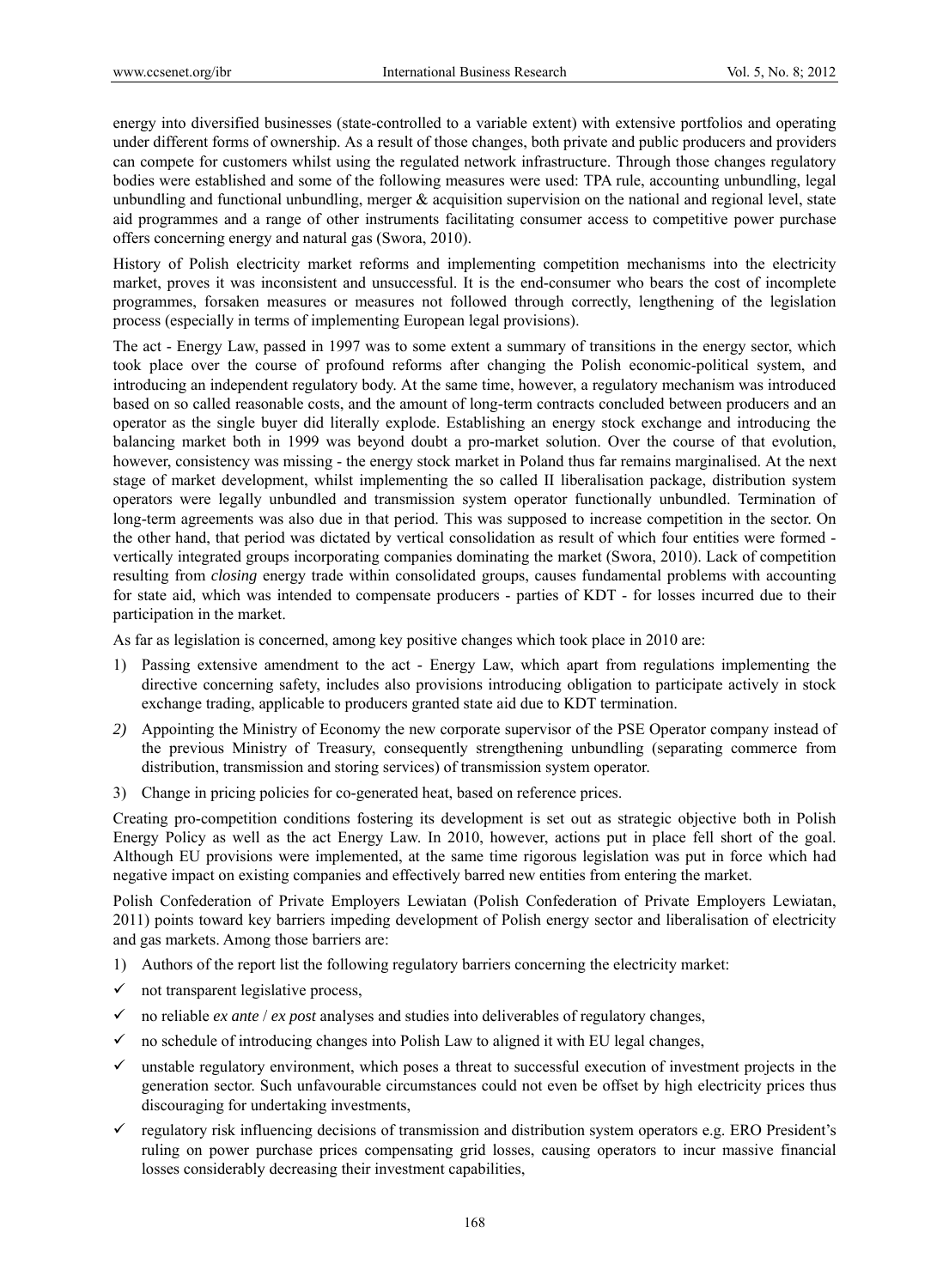energy into diversified businesses (state-controlled to a variable extent) with extensive portfolios and operating under different forms of ownership. As a result of those changes, both private and public producers and providers can compete for customers whilst using the regulated network infrastructure. Through those changes regulatory bodies were established and some of the following measures were used: TPA rule, accounting unbundling, legal unbundling and functional unbundling, merger & acquisition supervision on the national and regional level, state aid programmes and a range of other instruments facilitating consumer access to competitive power purchase offers concerning energy and natural gas (Swora, 2010).

History of Polish electricity market reforms and implementing competition mechanisms into the electricity market, proves it was inconsistent and unsuccessful. It is the end-consumer who bears the cost of incomplete programmes, forsaken measures or measures not followed through correctly, lengthening of the legislation process (especially in terms of implementing European legal provisions).

The act - Energy Law, passed in 1997 was to some extent a summary of transitions in the energy sector, which took place over the course of profound reforms after changing the Polish economic-political system, and introducing an independent regulatory body. At the same time, however, a regulatory mechanism was introduced based on so called reasonable costs, and the amount of long-term contracts concluded between producers and an operator as the single buyer did literally explode. Establishing an energy stock exchange and introducing the balancing market both in 1999 was beyond doubt a pro-market solution. Over the course of that evolution, however, consistency was missing - the energy stock market in Poland thus far remains marginalised. At the next stage of market development, whilst implementing the so called II liberalisation package, distribution system operators were legally unbundled and transmission system operator functionally unbundled. Termination of long-term agreements was also due in that period. This was supposed to increase competition in the sector. On the other hand, that period was dictated by vertical consolidation as result of which four entities were formed - vertically integrated groups incorporating companies dominating the market (Swora, 2010). Lack of competition resulting from *closing* energy trade within consolidated groups, causes fundamental problems with accounting for state aid, which was intended to compensate producers - parties of KDT - for losses incurred due to their participation in the market.

As far as legislation is concerned, among key positive changes which took place in 2010 are:

1) Passing extensive amendment to the act - Energy Law, which apart from regulations implementing the directive concerning safety, includes also provisions introducing obligation to participate actively in stock exchange trading, applicable to producers granted state aid due to KDT termination.
2) Appointing the Ministry of Economy the new corporate supervisor of the PSE Operator company instead of the previous Ministry of Treasury, consequently strengthening unbundling (separating commerce from distribution, transmission and storing services) of transmission system operator.
3) Change in pricing policies for co-generated heat, based on reference prices.

Creating pro-competition conditions fostering its development is set out as strategic objective both in Polish Energy Policy as well as the act Energy Law. In 2010, however, actions put in place fell short of the goal. Although EU provisions were implemented, at the same time rigorous legislation was put in force which had negative impact on existing companies and effectively barred new entities from entering the market.

Polish Confederation of Private Employers Lewiatan (Polish Confederation of Private Employers Lewiatan, 2011) points toward key barriers impeding development of Polish energy sector and liberalisation of electricity and gas markets. Among those barriers are:

1) Authors of the report list the following regulatory barriers concerning the electricity market:

- ✓ not transparent legislative process,
- ✓ no reliable *ex ante* / *ex post* analyses and studies into deliverables of regulatory changes,
- ✓ no schedule of introducing changes into Polish Law to aligned it with EU legal changes,
- ✓ unstable regulatory environment, which poses a threat to successful execution of investment projects in the generation sector. Such unfavourable circumstances could not even be offset by high electricity prices thus discouraging for undertaking investments,
- ✓ regulatory risk influencing decisions of transmission and distribution system operators e.g. ERO President's ruling on power purchase prices compensating grid losses, causing operators to incur massive financial losses considerably decreasing their investment capabilities,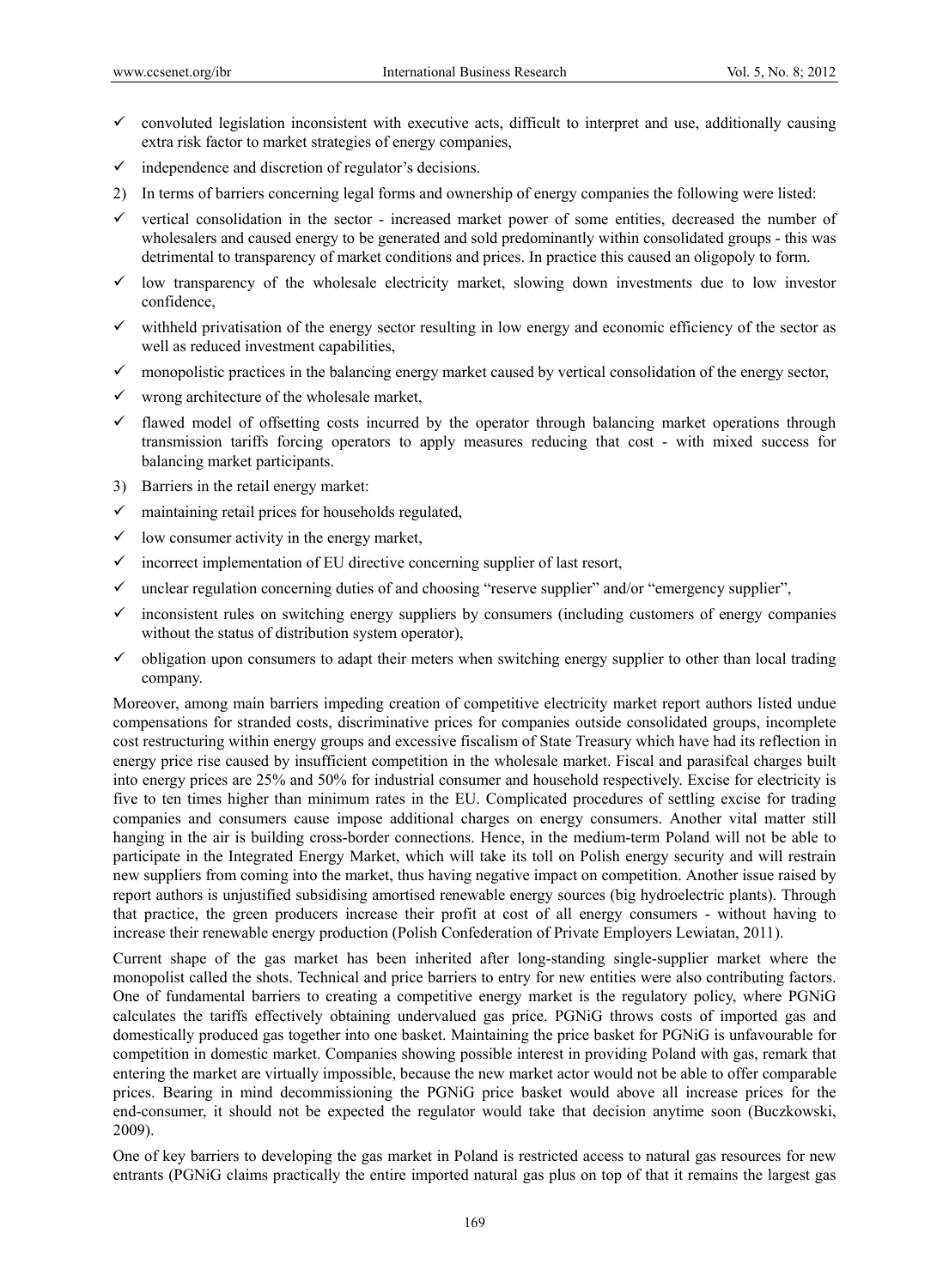- ✓ convoluted legislation inconsistent with executive acts, difficult to interpret and use, additionally causing extra risk factor to market strategies of energy companies,
- ✓ independence and discretion of regulator's decisions.

2) In terms of barriers concerning legal forms and ownership of energy companies the following were listed:

- ✓ vertical consolidation in the sector - increased market power of some entities, decreased the number of wholesalers and caused energy to be generated and sold predominantly within consolidated groups - this was detrimental to transparency of market conditions and prices. In practice this caused an oligopoly to form.
- ✓ low transparency of the wholesale electricity market, slowing down investments due to low investor confidence,
- ✓ withheld privatisation of the energy sector resulting in low energy and economic efficiency of the sector as well as reduced investment capabilities,
- ✓ monopolistic practices in the balancing energy market caused by vertical consolidation of the energy sector,
- ✓ wrong architecture of the wholesale market,
- ✓ flawed model of offsetting costs incurred by the operator through balancing market operations through transmission tariffs forcing operators to apply measures reducing that cost - with mixed success for balancing market participants.

3) Barriers in the retail energy market:

- ✓ maintaining retail prices for households regulated,
- ✓ low consumer activity in the energy market,
- ✓ incorrect implementation of EU directive concerning supplier of last resort,
- ✓ unclear regulation concerning duties of and choosing "reserve supplier" and/or "emergency supplier",
- ✓ inconsistent rules on switching energy suppliers by consumers (including customers of energy companies without the status of distribution system operator),
- ✓ obligation upon consumers to adapt their meters when switching energy supplier to other than local trading company.

Moreover, among main barriers impeding creation of competitive electricity market report authors listed undue compensations for stranded costs, discriminative prices for companies outside consolidated groups, incomplete cost restructuring within energy groups and excessive fiscalism of State Treasury which have had its reflection in energy price rise caused by insufficient competition in the wholesale market. Fiscal and parasifcal charges built into energy prices are 25% and 50% for industrial consumer and household respectively. Excise for electricity is five to ten times higher than minimum rates in the EU. Complicated procedures of settling excise for trading companies and consumers cause impose additional charges on energy consumers. Another vital matter still hanging in the air is building cross-border connections. Hence, in the medium-term Poland will not be able to participate in the Integrated Energy Market, which will take its toll on Polish energy security and will restrain new suppliers from coming into the market, thus having negative impact on competition. Another issue raised by report authors is unjustified subsidising amortised renewable energy sources (big hydroelectric plants). Through that practice, the green producers increase their profit at cost of all energy consumers - without having to increase their renewable energy production (Polish Confederation of Private Employers Lewiatan, 2011).

Current shape of the gas market has been inherited after long-standing single-supplier market where the monopolist called the shots. Technical and price barriers to entry for new entities were also contributing factors. One of fundamental barriers to creating a competitive energy market is the regulatory policy, where PGNiG calculates the tariffs effectively obtaining undervalued gas price. PGNiG throws costs of imported gas and domestically produced gas together into one basket. Maintaining the price basket for PGNiG is unfavourable for competition in domestic market. Companies showing possible interest in providing Poland with gas, remark that entering the market are virtually impossible, because the new market actor would not be able to offer comparable prices. Bearing in mind decommissioning the PGNiG price basket would above all increase prices for the end-consumer, it should not be expected the regulator would take that decision anytime soon (Buczkowski, 2009).

One of key barriers to developing the gas market in Poland is restricted access to natural gas resources for new entrants (PGNiG claims practically the entire imported natural gas plus on top of that it remains the largest gas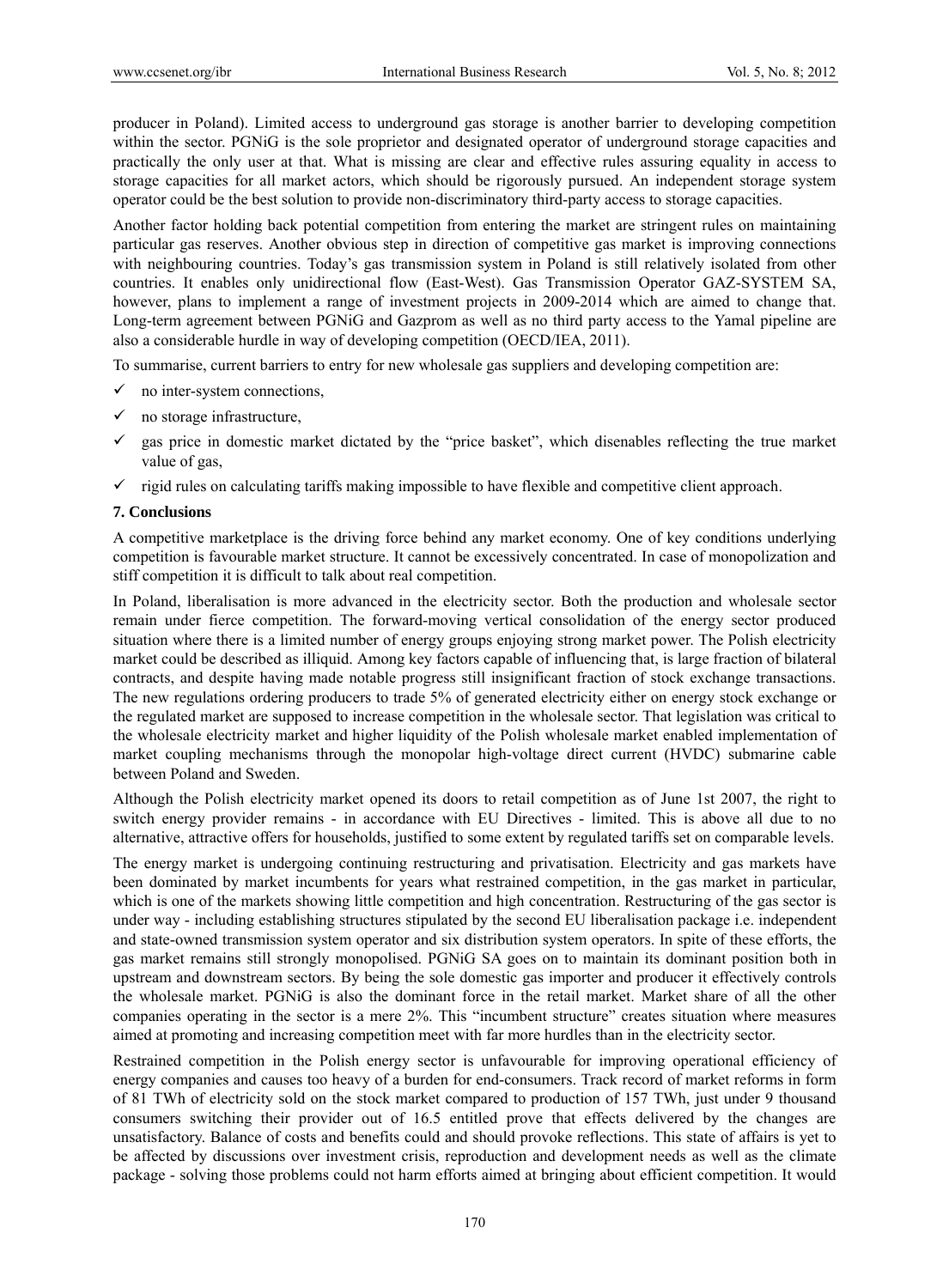producer in Poland). Limited access to underground gas storage is another barrier to developing competition within the sector. PGNiG is the sole proprietor and designated operator of underground storage capacities and practically the only user at that. What is missing are clear and effective rules assuring equality in access to storage capacities for all market actors, which should be rigorously pursued. An independent storage system operator could be the best solution to provide non-discriminatory third-party access to storage capacities.

Another factor holding back potential competition from entering the market are stringent rules on maintaining particular gas reserves. Another obvious step in direction of competitive gas market is improving connections with neighbouring countries. Today's gas transmission system in Poland is still relatively isolated from other countries. It enables only unidirectional flow (East-West). Gas Transmission Operator GAZ-SYSTEM SA, however, plans to implement a range of investment projects in 2009-2014 which are aimed to change that. Long-term agreement between PGNiG and Gazprom as well as no third party access to the Yamal pipeline are also a considerable hurdle in way of developing competition (OECD/IEA, 2011).

To summarise, current barriers to entry for new wholesale gas suppliers and developing competition are:

- ✓ no inter-system connections,
- ✓ no storage infrastructure,
- ✓ gas price in domestic market dictated by the "price basket", which disenables reflecting the true market value of gas,
- ✓ rigid rules on calculating tariffs making impossible to have flexible and competitive client approach.

## 7. Conclusions

A competitive marketplace is the driving force behind any market economy. One of key conditions underlying competition is favourable market structure. It cannot be excessively concentrated. In case of monopolization and stiff competition it is difficult to talk about real competition.

In Poland, liberalisation is more advanced in the electricity sector. Both the production and wholesale sector remain under fierce competition. The forward-moving vertical consolidation of the energy sector produced situation where there is a limited number of energy groups enjoying strong market power. The Polish electricity market could be described as illiquid. Among key factors capable of influencing that, is large fraction of bilateral contracts, and despite having made notable progress still insignificant fraction of stock exchange transactions. The new regulations ordering producers to trade 5% of generated electricity either on energy stock exchange or the regulated market are supposed to increase competition in the wholesale sector. That legislation was critical to the wholesale electricity market and higher liquidity of the Polish wholesale market enabled implementation of market coupling mechanisms through the monopolar high-voltage direct current (HVDC) submarine cable between Poland and Sweden.

Although the Polish electricity market opened its doors to retail competition as of June 1st 2007, the right to switch energy provider remains - in accordance with EU Directives - limited. This is above all due to no alternative, attractive offers for households, justified to some extent by regulated tariffs set on comparable levels.

The energy market is undergoing continuing restructuring and privatisation. Electricity and gas markets have been dominated by market incumbents for years what restrained competition, in the gas market in particular, which is one of the markets showing little competition and high concentration. Restructuring of the gas sector is under way - including establishing structures stipulated by the second EU liberalisation package i.e. independent and state-owned transmission system operator and six distribution system operators. In spite of these efforts, the gas market remains still strongly monopolised. PGNiG SA goes on to maintain its dominant position both in upstream and downstream sectors. By being the sole domestic gas importer and producer it effectively controls the wholesale market. PGNiG is also the dominant force in the retail market. Market share of all the other companies operating in the sector is a mere 2%. This "incumbent structure" creates situation where measures aimed at promoting and increasing competition meet with far more hurdles than in the electricity sector.

Restrained competition in the Polish energy sector is unfavourable for improving operational efficiency of energy companies and causes too heavy of a burden for end-consumers. Track record of market reforms in form of 81 TWh of electricity sold on the stock market compared to production of 157 TWh, just under 9 thousand consumers switching their provider out of 16.5 entitled prove that effects delivered by the changes are unsatisfactory. Balance of costs and benefits could and should provoke reflections. This state of affairs is yet to be affected by discussions over investment crisis, reproduction and development needs as well as the climate package - solving those problems could not harm efforts aimed at bringing about efficient competition. It would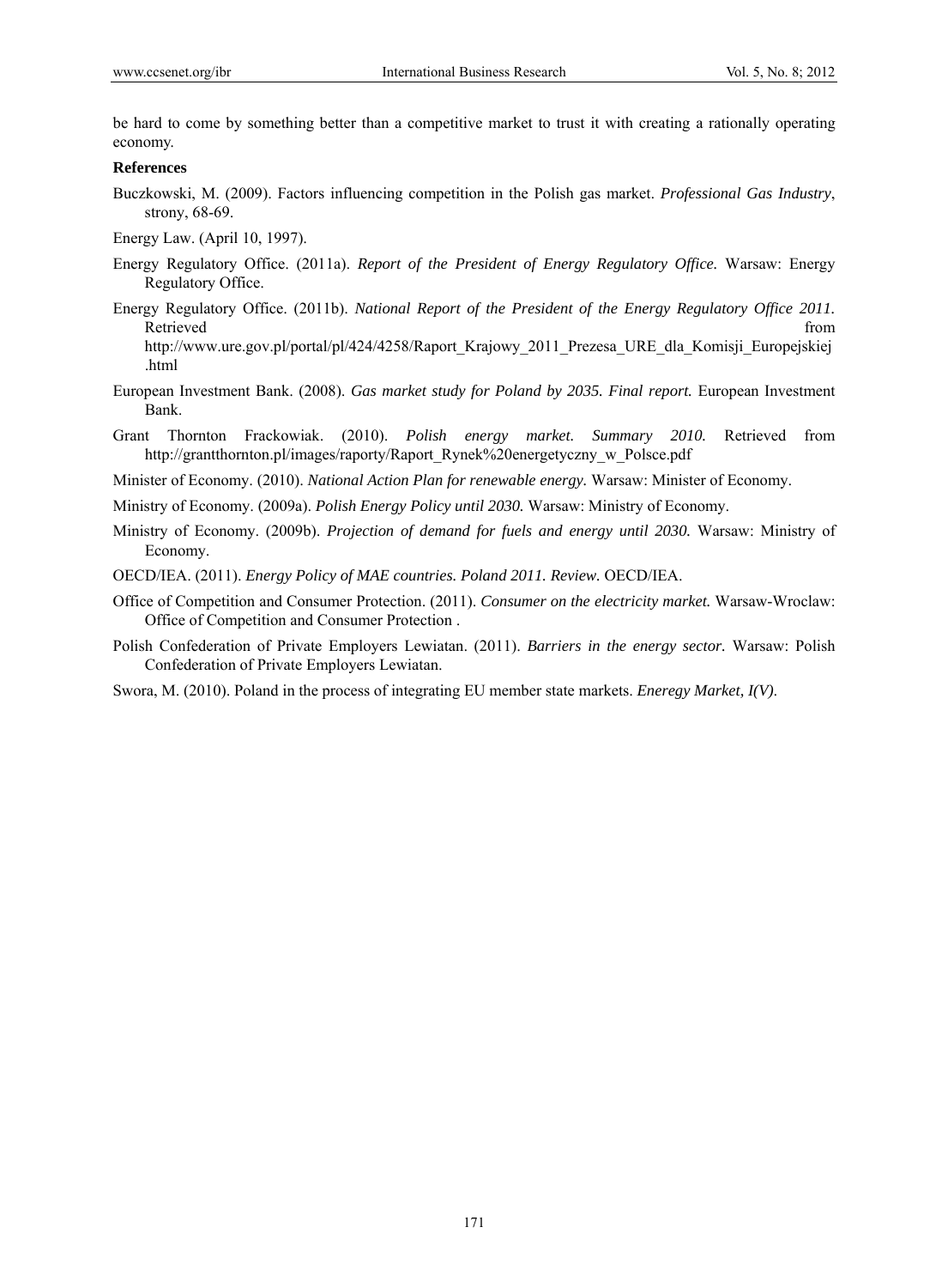be hard to come by something better than a competitive market to trust it with creating a rationally operating economy.

## References

Buczkowski, M. (2009). Factors influencing competition in the Polish gas market. *Professional Gas Industry*, strony, 68-69.

Energy Law. (April 10, 1997).

Energy Regulatory Office. (2011a). *Report of the President of Energy Regulatory Office.* Warsaw: Energy Regulatory Office.

Energy Regulatory Office. (2011b). *National Report of the President of the Energy Regulatory Office 2011.* Retrieved from http://www.ure.gov.pl/portal/pl/424/4258/Raport_Krajowy_2011_Prezesa_URE_dla_Komisji_Europejskiej.html

European Investment Bank. (2008). *Gas market study for Poland by 2035. Final report.* European Investment Bank.

Grant Thornton Frackowiak. (2010). *Polish energy market. Summary 2010.* Retrieved from http://grantthornton.pl/images/raporty/Raport_Rynek%20energetyczny_w_Polsce.pdf

Minister of Economy. (2010). *National Action Plan for renewable energy.* Warsaw: Minister of Economy.

Ministry of Economy. (2009a). *Polish Energy Policy until 2030.* Warsaw: Ministry of Economy.

Ministry of Economy. (2009b). *Projection of demand for fuels and energy until 2030.* Warsaw: Ministry of Economy.

OECD/IEA. (2011). *Energy Policy of MAE countries. Poland 2011. Review.* OECD/IEA.

Office of Competition and Consumer Protection. (2011). *Consumer on the electricity market.* Warsaw-Wroclaw: Office of Competition and Consumer Protection .

Polish Confederation of Private Employers Lewiatan. (2011). *Barriers in the energy sector.* Warsaw: Polish Confederation of Private Employers Lewiatan.

Swora, M. (2010). Poland in the process of integrating EU member state markets. *Eneregy Market, I(V).*